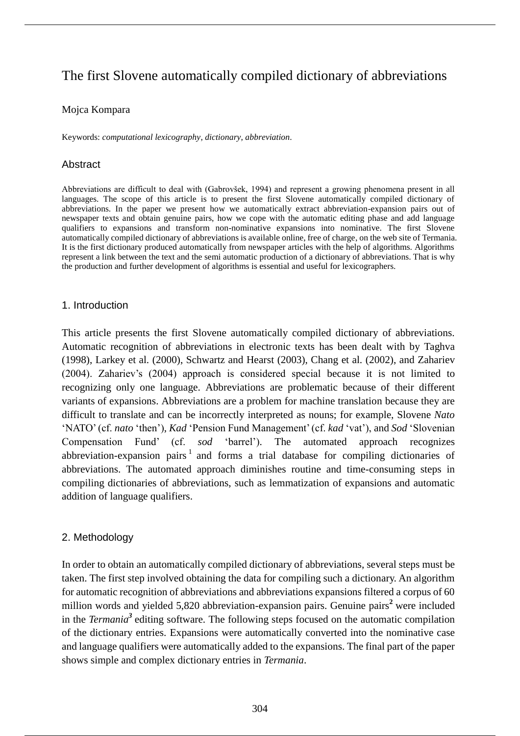# The first Slovene automatically compiled dictionary of abbreviations

Mojca Kompara

Keywords: *computational lexicography, dictionary, abbreviation*.

## Abstract

Abbreviations are difficult to deal with (Gabrovšek, 1994) and represent a growing phenomena present in all languages. The scope of this article is to present the first Slovene automatically compiled dictionary of abbreviations. In the paper we present how we automatically extract abbreviation-expansion pairs out of newspaper texts and obtain genuine pairs, how we cope with the automatic editing phase and add language qualifiers to expansions and transform non-nominative expansions into nominative. The first Slovene automatically compiled dictionary of abbreviations is available online, free of charge, on the web site of Termania. It is the first dictionary produced automatically from newspaper articles with the help of algorithms. Algorithms represent a link between the text and the semi automatic production of a dictionary of abbreviations. That is why the production and further development of algorithms is essential and useful for lexicographers.

## 1. Introduction

This article presents the first Slovene automatically compiled dictionary of abbreviations. Automatic recognition of abbreviations in electronic texts has been dealt with by Taghva (1998), Larkey et al. (2000), Schwartz and Hearst (2003), Chang et al. (2002), and Zahariev (2004). Zahariev's (2004) approach is considered special because it is not limited to recognizing only one language. Abbreviations are problematic because of their different variants of expansions. Abbreviations are a problem for machine translation because they are difficult to translate and can be incorrectly interpreted as nouns; for example, Slovene *Nato* 'NATO' (cf. *nato* 'then'), *Kad* 'Pension Fund Management' (cf. *kad* 'vat'), and *Sod* 'Slovenian Compensation Fund' (cf. *sod* 'barrel'). The automated approach recognizes abbreviation-expansion pairs [1] and forms a trial database for compiling dictionaries of abbreviations. The automated approach diminishes routine and time-consuming steps in compiling dictionaries of abbreviations, such as lemmatization of expansions and automatic addition of language qualifiers.

## 2. Methodology

In order to obtain an automatically compiled dictionary of abbreviations, several steps must be taken. The first step involved obtaining the data for compiling such a dictionary. An algorithm for automatic recognition of abbreviations and abbreviations expansions filtered a corpus of 60 million words and yielded 5,820 abbreviation-expansion pairs. Genuine pairs[2] were included in the *Termania*[3] editing software. The following steps focused on the automatic compilation of the dictionary entries. Expansions were automatically converted into the nominative case and language qualifiers were automatically added to the expansions. The final part of the paper shows simple and complex dictionary entries in *Termania*.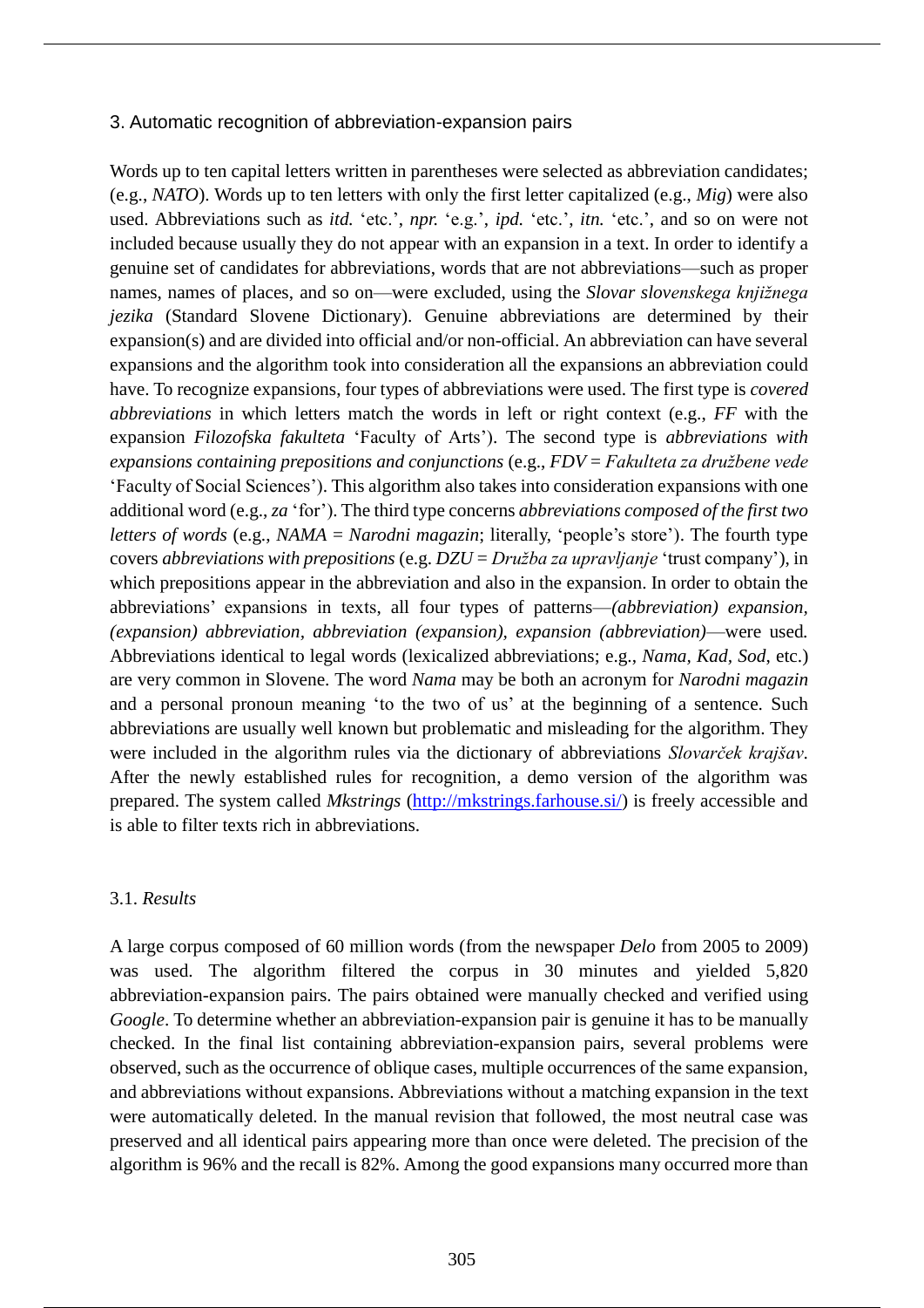## 3. Automatic recognition of abbreviation-expansion pairs

Words up to ten capital letters written in parentheses were selected as abbreviation candidates; (e.g., *NATO*). Words up to ten letters with only the first letter capitalized (e.g., *Mig*) were also used. Abbreviations such as *itd.* 'etc.', *npr.* 'e.g.', *ipd.* 'etc.', *itn.* 'etc.', and so on were not included because usually they do not appear with an expansion in a text. In order to identify a genuine set of candidates for abbreviations, words that are not abbreviations—such as proper names, names of places, and so on—were excluded, using the *Slovar slovenskega knjižnega jezika* (Standard Slovene Dictionary). Genuine abbreviations are determined by their expansion(s) and are divided into official and/or non-official. An abbreviation can have several expansions and the algorithm took into consideration all the expansions an abbreviation could have. To recognize expansions, four types of abbreviations were used. The first type is *covered abbreviations* in which letters match the words in left or right context (e.g., *FF* with the expansion *Filozofska fakulteta* 'Faculty of Arts'). The second type is *abbreviations with expansions containing prepositions and conjunctions* (e.g., *FDV* = *Fakulteta za družbene vede* 'Faculty of Social Sciences'). This algorithm also takes into consideration expansions with one additional word (e.g., *za* 'for'). The third type concerns *abbreviations composed of the first two letters of words* (e.g., *NAMA* = *Narodni magazin*; literally, 'people's store'). The fourth type covers *abbreviations with prepositions* (e.g. *DZU* = *Družba za upravljanje* 'trust company'), in which prepositions appear in the abbreviation and also in the expansion. In order to obtain the abbreviations' expansions in texts, all four types of patterns—*(abbreviation) expansion*, *(expansion) abbreviation*, *abbreviation (expansion)*, *expansion (abbreviation)*—were used. Abbreviations identical to legal words (lexicalized abbreviations; e.g., *Nama*, *Kad*, *Sod*, etc.) are very common in Slovene. The word *Nama* may be both an acronym for *Narodni magazin* and a personal pronoun meaning 'to the two of us' at the beginning of a sentence. Such abbreviations are usually well known but problematic and misleading for the algorithm. They were included in the algorithm rules via the dictionary of abbreviations *Slovarček krajšav*. After the newly established rules for recognition, a demo version of the algorithm was prepared. The system called *Mkstrings* (http://mkstrings.farhouse.si/) is freely accessible and is able to filter texts rich in abbreviations.

### 3.1. *Results*

A large corpus composed of 60 million words (from the newspaper *Delo* from 2005 to 2009) was used. The algorithm filtered the corpus in 30 minutes and yielded 5,820 abbreviation-expansion pairs. The pairs obtained were manually checked and verified using *Google*. To determine whether an abbreviation-expansion pair is genuine it has to be manually checked. In the final list containing abbreviation-expansion pairs, several problems were observed, such as the occurrence of oblique cases, multiple occurrences of the same expansion, and abbreviations without expansions. Abbreviations without a matching expansion in the text were automatically deleted. In the manual revision that followed, the most neutral case was preserved and all identical pairs appearing more than once were deleted. The precision of the algorithm is 96% and the recall is 82%. Among the good expansions many occurred more than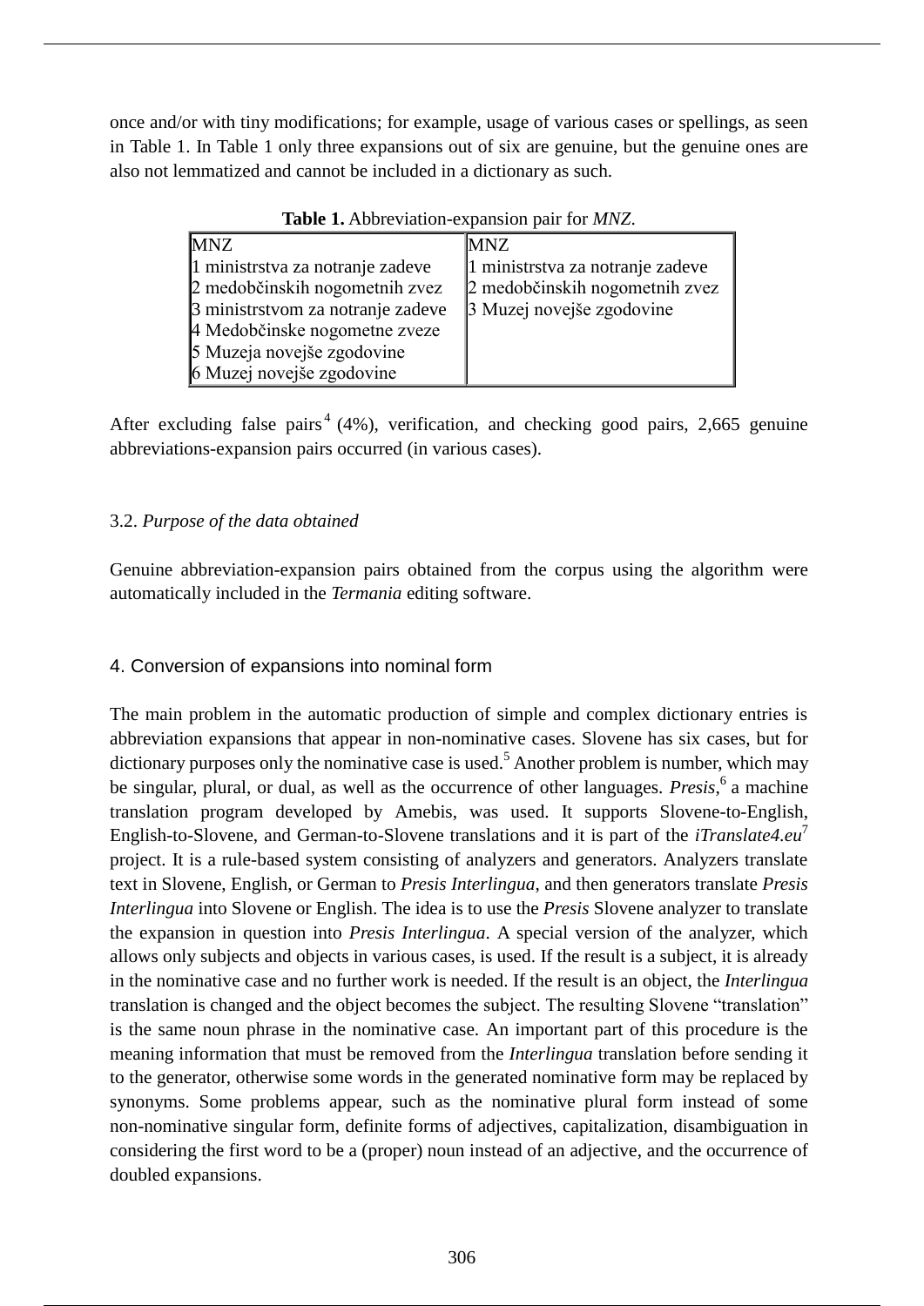once and/or with tiny modifications; for example, usage of various cases or spellings, as seen in Table 1. In Table 1 only three expansions out of six are genuine, but the genuine ones are also not lemmatized and cannot be included in a dictionary as such.

**Table 1.** Abbreviation-expansion pair for *MNZ*.

| MNZ | MNZ |
|---|---|
| 1 ministrstva za notranje zadeve | 1 ministrstva za notranje zadeve |
| 2 medobčinskih nogometnih zvez | 2 medobčinskih nogometnih zvez |
| 3 ministrstvom za notranje zadeve | 3 Muzej novejše zgodovine |
| 4 Medobčinske nogometne zveze | |
| 5 Muzeja novejše zgodovine | |
| 6 Muzej novejše zgodovine | |

After excluding false pairs[4] (4%), verification, and checking good pairs, 2,665 genuine abbreviations-expansion pairs occurred (in various cases).

### 3.2. *Purpose of the data obtained*

Genuine abbreviation-expansion pairs obtained from the corpus using the algorithm were automatically included in the *Termania* editing software.

## 4. Conversion of expansions into nominal form

The main problem in the automatic production of simple and complex dictionary entries is abbreviation expansions that appear in non-nominative cases. Slovene has six cases, but for dictionary purposes only the nominative case is used.[5] Another problem is number, which may be singular, plural, or dual, as well as the occurrence of other languages. *Presis*,[6] a machine translation program developed by Amebis, was used. It supports Slovene-to-English, English-to-Slovene, and German-to-Slovene translations and it is part of the *iTranslate4.eu*[7] project. It is a rule-based system consisting of analyzers and generators. Analyzers translate text in Slovene, English, or German to *Presis Interlingua*, and then generators translate *Presis Interlingua* into Slovene or English. The idea is to use the *Presis* Slovene analyzer to translate the expansion in question into *Presis Interlingua*. A special version of the analyzer, which allows only subjects and objects in various cases, is used. If the result is a subject, it is already in the nominative case and no further work is needed. If the result is an object, the *Interlingua* translation is changed and the object becomes the subject. The resulting Slovene "translation" is the same noun phrase in the nominative case. An important part of this procedure is the meaning information that must be removed from the *Interlingua* translation before sending it to the generator, otherwise some words in the generated nominative form may be replaced by synonyms. Some problems appear, such as the nominative plural form instead of some non-nominative singular form, definite forms of adjectives, capitalization, disambiguation in considering the first word to be a (proper) noun instead of an adjective, and the occurrence of doubled expansions.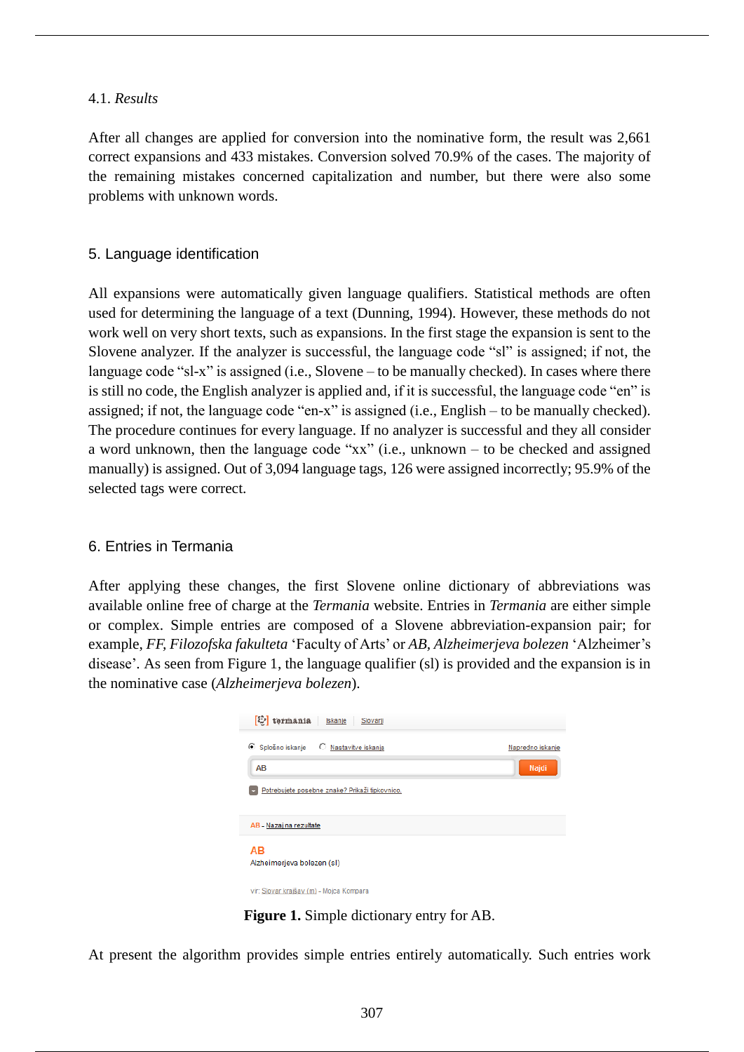4.1. *Results*

After all changes are applied for conversion into the nominative form, the result was 2,661 correct expansions and 433 mistakes. Conversion solved 70.9% of the cases. The majority of the remaining mistakes concerned capitalization and number, but there were also some problems with unknown words.

## 5. Language identification

All expansions were automatically given language qualifiers. Statistical methods are often used for determining the language of a text (Dunning, 1994). However, these methods do not work well on very short texts, such as expansions. In the first stage the expansion is sent to the Slovene analyzer. If the analyzer is successful, the language code "sl" is assigned; if not, the language code "sl-x" is assigned (i.e., Slovene – to be manually checked). In cases where there is still no code, the English analyzer is applied and, if it is successful, the language code "en" is assigned; if not, the language code "en-x" is assigned (i.e., English – to be manually checked). The procedure continues for every language. If no analyzer is successful and they all consider a word unknown, then the language code "xx" (i.e., unknown – to be checked and assigned manually) is assigned. Out of 3,094 language tags, 126 were assigned incorrectly; 95.9% of the selected tags were correct.

## 6. Entries in Termania

After applying these changes, the first Slovene online dictionary of abbreviations was available online free of charge at the *Termania* website. Entries in *Termania* are either simple or complex. Simple entries are composed of a Slovene abbreviation-expansion pair; for example, *FF*, *Filozofska fakulteta* 'Faculty of Arts' or *AB*, *Alzheimerjeva bolezen* 'Alzheimer's disease'. As seen from Figure 1, the language qualifier (sl) is provided and the expansion is in the nominative case (*Alzheimerjeva bolezen*).

**Figure 1.** Simple dictionary entry for AB.

At present the algorithm provides simple entries entirely automatically. Such entries work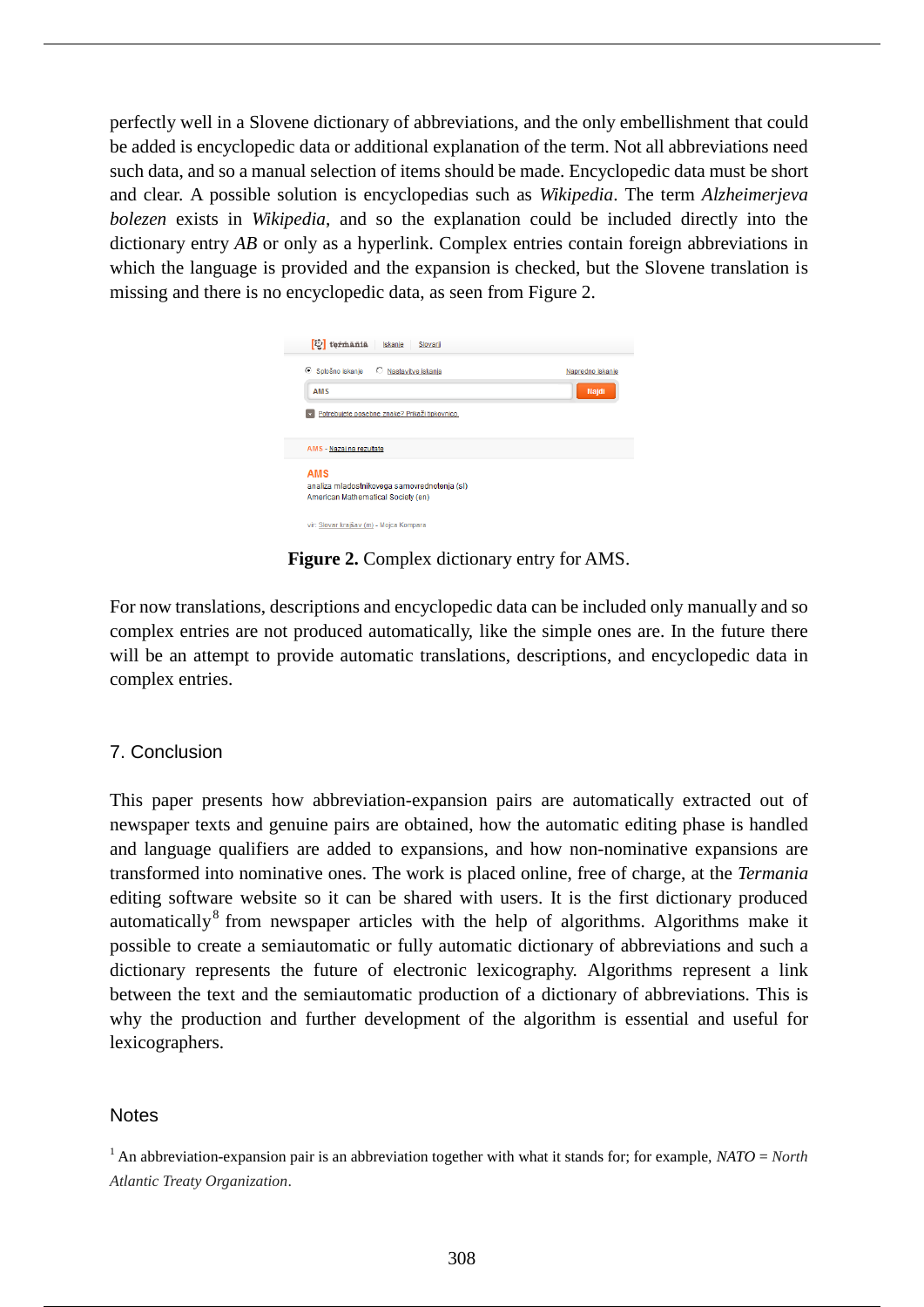perfectly well in a Slovene dictionary of abbreviations, and the only embellishment that could be added is encyclopedic data or additional explanation of the term. Not all abbreviations need such data, and so a manual selection of items should be made. Encyclopedic data must be short and clear. A possible solution is encyclopedias such as *Wikipedia*. The term *Alzheimerjeva bolezen* exists in *Wikipedia*, and so the explanation could be included directly into the dictionary entry *AB* or only as a hyperlink. Complex entries contain foreign abbreviations in which the language is provided and the expansion is checked, but the Slovene translation is missing and there is no encyclopedic data, as seen from Figure 2.

**Figure 2.** Complex dictionary entry for AMS.

For now translations, descriptions and encyclopedic data can be included only manually and so complex entries are not produced automatically, like the simple ones are. In the future there will be an attempt to provide automatic translations, descriptions, and encyclopedic data in complex entries.

## 7. Conclusion

This paper presents how abbreviation-expansion pairs are automatically extracted out of newspaper texts and genuine pairs are obtained, how the automatic editing phase is handled and language qualifiers are added to expansions, and how non-nominative expansions are transformed into nominative ones. The work is placed online, free of charge, at the *Termania* editing software website so it can be shared with users. It is the first dictionary produced automatically[8] from newspaper articles with the help of algorithms. Algorithms make it possible to create a semiautomatic or fully automatic dictionary of abbreviations and such a dictionary represents the future of electronic lexicography. Algorithms represent a link between the text and the semiautomatic production of a dictionary of abbreviations. This is why the production and further development of the algorithm is essential and useful for lexicographers.

## Notes

[1] An abbreviation-expansion pair is an abbreviation together with what it stands for; for example, *NATO* = *North Atlantic Treaty Organization*.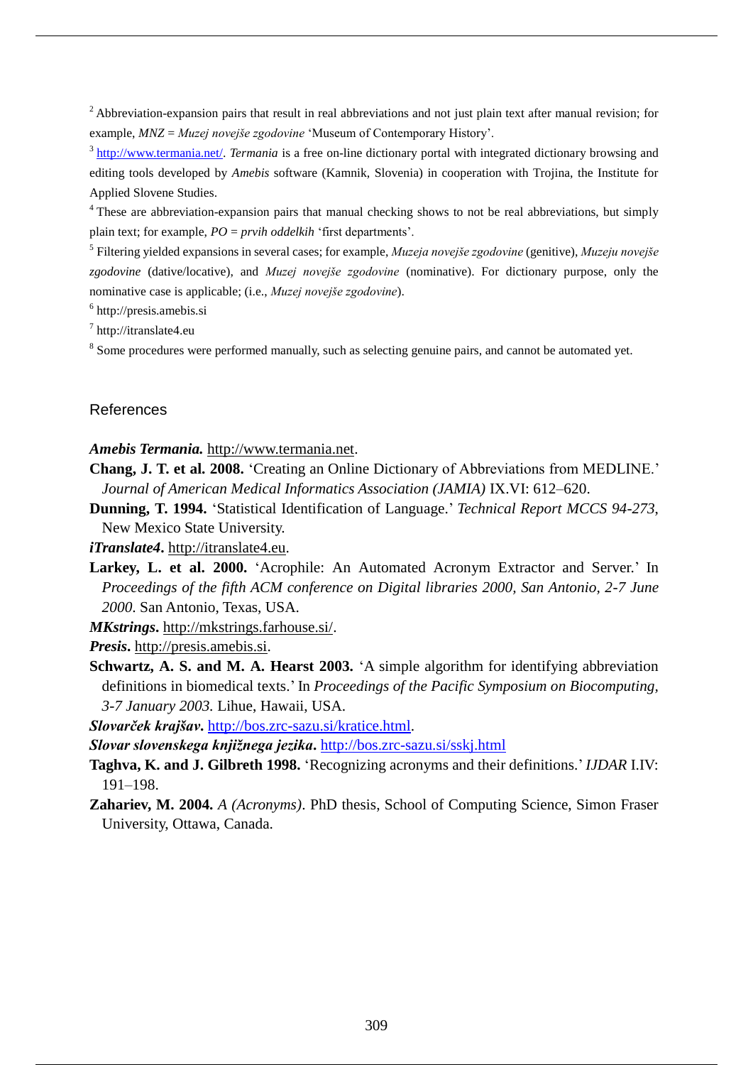[2] Abbreviation-expansion pairs that result in real abbreviations and not just plain text after manual revision; for example, *MNZ* = *Muzej novejše zgodovine* 'Museum of Contemporary History'.

[3] http://www.termania.net/. *Termania* is a free on-line dictionary portal with integrated dictionary browsing and editing tools developed by *Amebis* software (Kamnik, Slovenia) in cooperation with Trojina, the Institute for Applied Slovene Studies.

[4] These are abbreviation-expansion pairs that manual checking shows to not be real abbreviations, but simply plain text; for example, *PO* = *prvih oddelkih* 'first departments'.

[5] Filtering yielded expansions in several cases; for example, *Muzeja novejše zgodovine* (genitive), *Muzeju novejše zgodovine* (dative/locative), and *Muzej novejše zgodovine* (nominative). For dictionary purpose, only the nominative case is applicable; (i.e., *Muzej novejše zgodovine*).

[6] http://presis.amebis.si

[7] http://itranslate4.eu

[8] Some procedures were performed manually, such as selecting genuine pairs, and cannot be automated yet.

## References

***Amebis Termania.*** http://www.termania.net.

**Chang, J. T. et al. 2008.** 'Creating an Online Dictionary of Abbreviations from MEDLINE.' *Journal of American Medical Informatics Association (JAMIA)* IX.VI: 612–620.

**Dunning, T. 1994.** 'Statistical Identification of Language.' *Technical Report MCCS 94-273*, New Mexico State University.

***iTranslate4*.** http://itranslate4.eu.

**Larkey, L. et al. 2000.** 'Acrophile: An Automated Acronym Extractor and Server.' In *Proceedings of the fifth ACM conference on Digital libraries 2000, San Antonio, 2-7 June 2000.* San Antonio, Texas, USA.

***MKstrings*.** http://mkstrings.farhouse.si/.

***Presis*.** http://presis.amebis.si.

**Schwartz, A. S. and M. A. Hearst 2003.** 'A simple algorithm for identifying abbreviation definitions in biomedical texts.' In *Proceedings of the Pacific Symposium on Biocomputing, 3-7 January 2003.* Lihue, Hawaii, USA.

***Slovarček krajšav*.** http://bos.zrc-sazu.si/kratice.html.

***Slovar slovenskega knjižnega jezika*.** http://bos.zrc-sazu.si/sskj.html

**Taghva, K. and J. Gilbreth 1998.** 'Recognizing acronyms and their definitions.' *IJDAR* I.IV: 191–198.

**Zahariev, M. 2004.** *A (Acronyms)*. PhD thesis, School of Computing Science, Simon Fraser University, Ottawa, Canada.